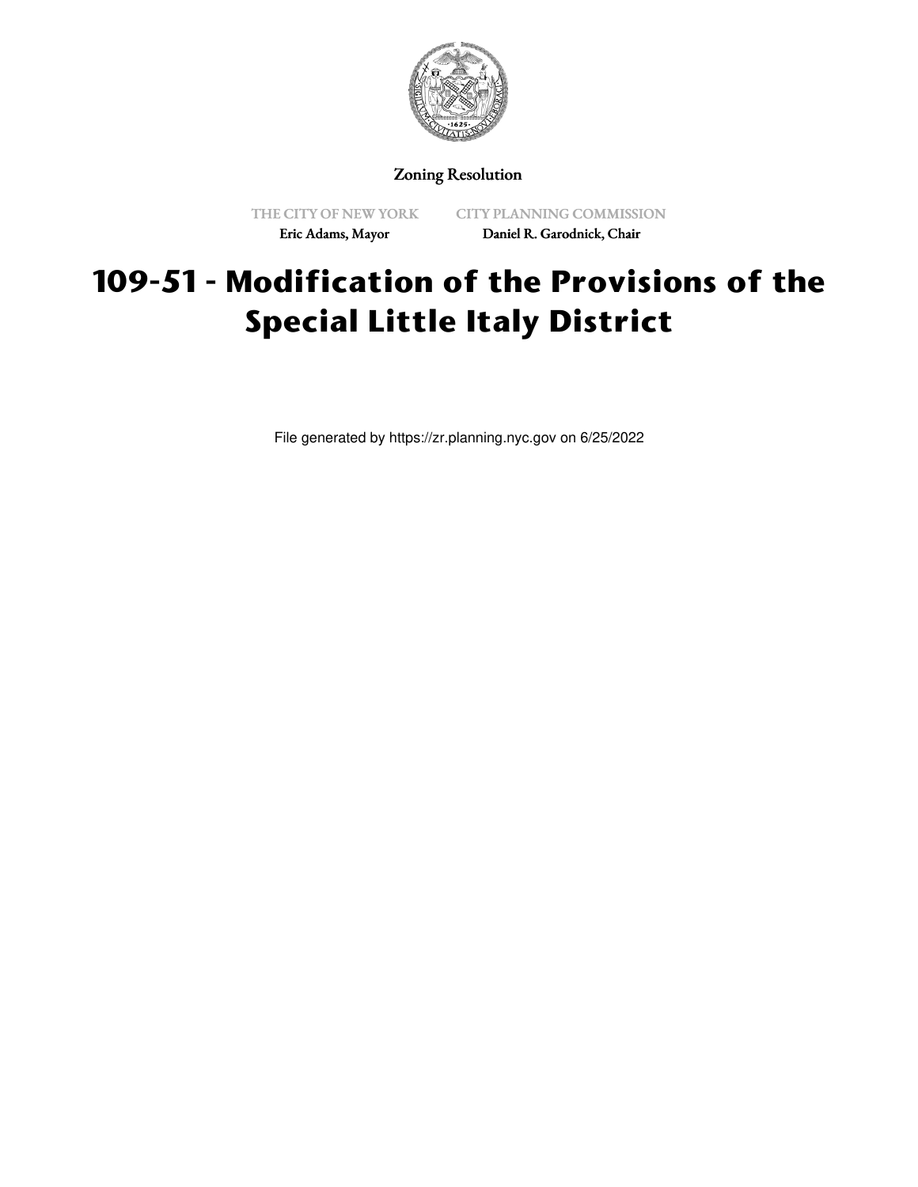Zoning Resolution

THE CITY OF NEW YORK
Eric Adams, Mayor

CITY PLANNING COMMISSION
Daniel R. Garodnick, Chair

# 109-51 - Modification of the Provisions of the Special Little Italy District

File generated by https://zr.planning.nyc.gov on 6/25/2022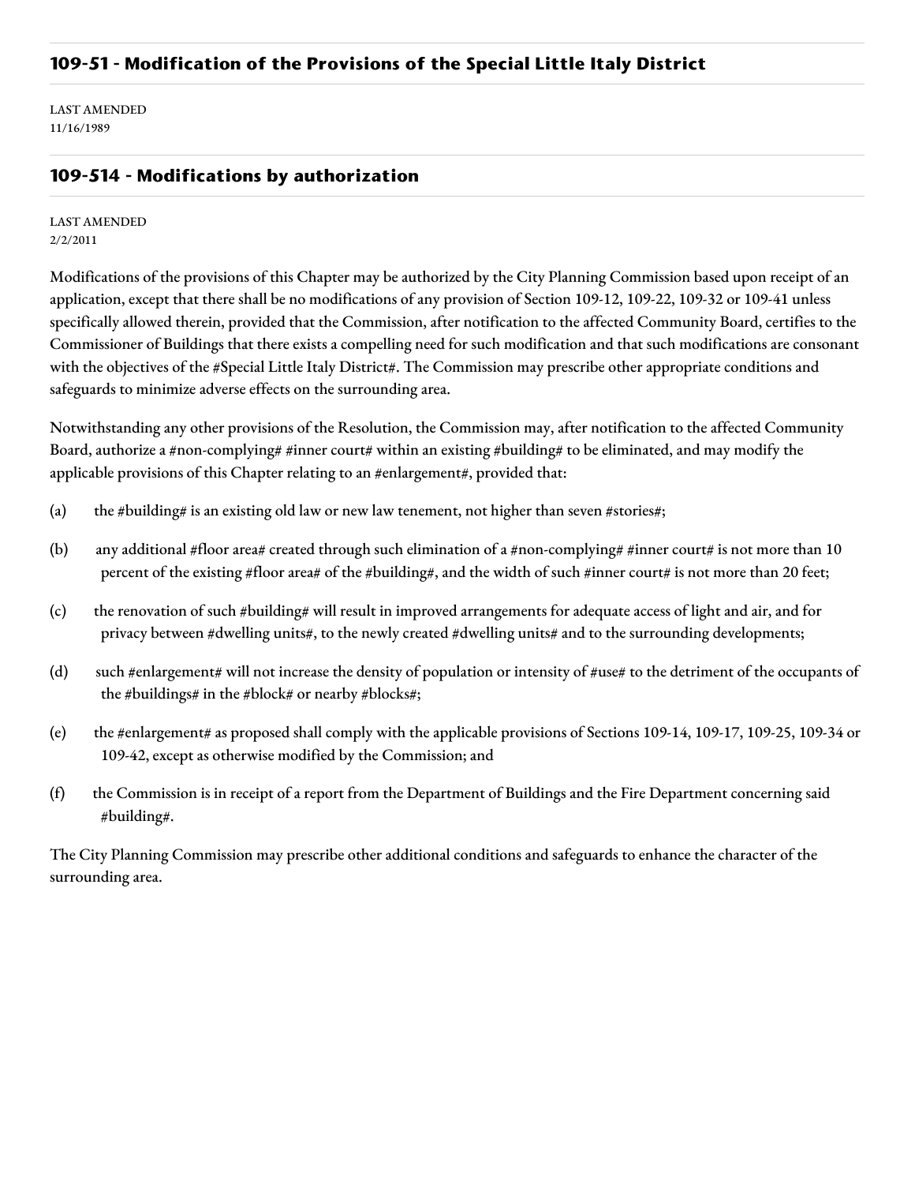## 109-51 - Modification of the Provisions of the Special Little Italy District

LAST AMENDED
11/16/1989

## 109-514 - Modifications by authorization

LAST AMENDED
2/2/2011

Modifications of the provisions of this Chapter may be authorized by the City Planning Commission based upon receipt of an application, except that there shall be no modifications of any provision of Section 109-12, 109-22, 109-32 or 109-41 unless specifically allowed therein, provided that the Commission, after notification to the affected Community Board, certifies to the Commissioner of Buildings that there exists a compelling need for such modification and that such modifications are consonant with the objectives of the #Special Little Italy District#. The Commission may prescribe other appropriate conditions and safeguards to minimize adverse effects on the surrounding area.

Notwithstanding any other provisions of the Resolution, the Commission may, after notification to the affected Community Board, authorize a #non-complying# #inner court# within an existing #building# to be eliminated, and may modify the applicable provisions of this Chapter relating to an #enlargement#, provided that:

(a) the #building# is an existing old law or new law tenement, not higher than seven #stories#;

(b) any additional #floor area# created through such elimination of a #non-complying# #inner court# is not more than 10 percent of the existing #floor area# of the #building#, and the width of such #inner court# is not more than 20 feet;

(c) the renovation of such #building# will result in improved arrangements for adequate access of light and air, and for privacy between #dwelling units#, to the newly created #dwelling units# and to the surrounding developments;

(d) such #enlargement# will not increase the density of population or intensity of #use# to the detriment of the occupants of the #buildings# in the #block# or nearby #blocks#;

(e) the #enlargement# as proposed shall comply with the applicable provisions of Sections 109-14, 109-17, 109-25, 109-34 or 109-42, except as otherwise modified by the Commission; and

(f) the Commission is in receipt of a report from the Department of Buildings and the Fire Department concerning said #building#.

The City Planning Commission may prescribe other additional conditions and safeguards to enhance the character of the surrounding area.